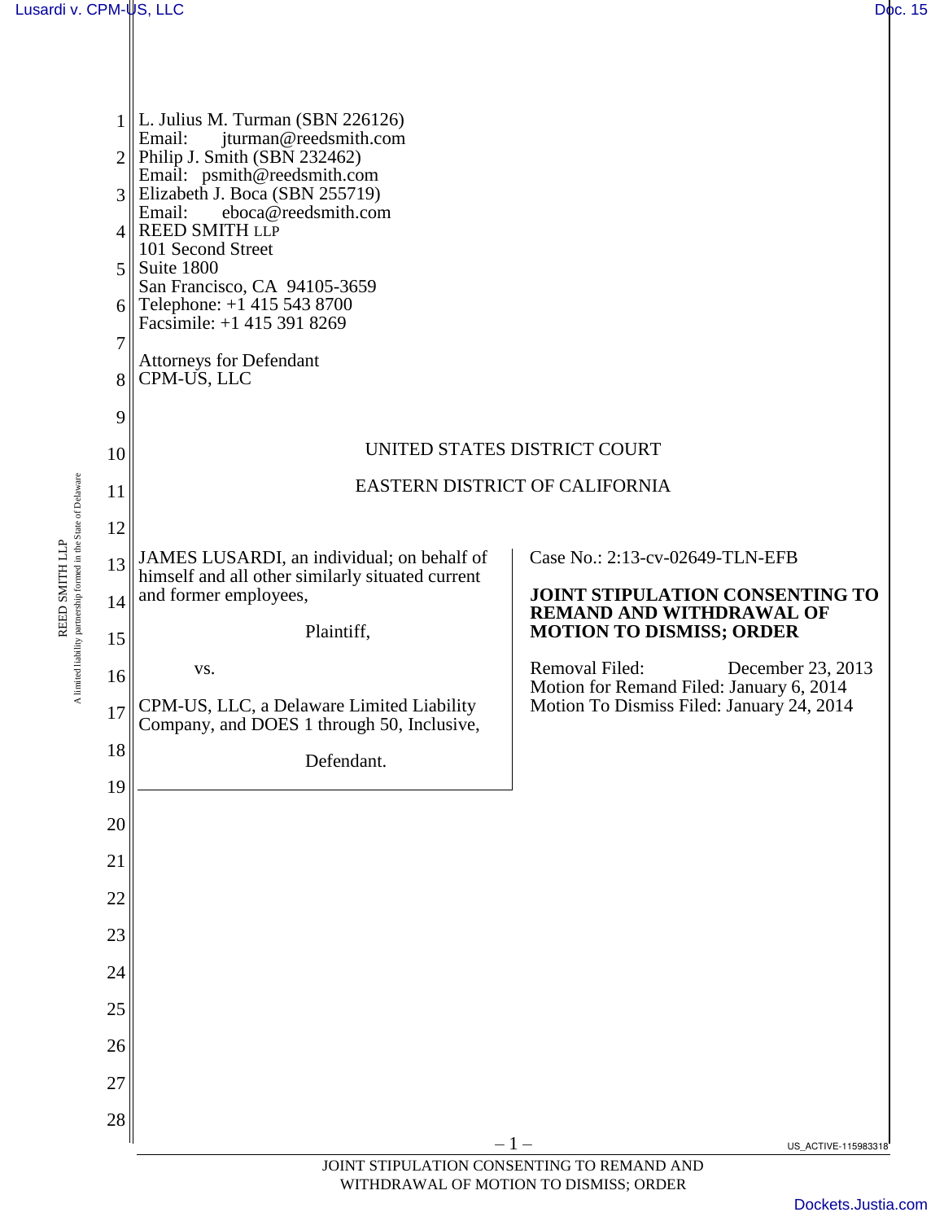L. Julius M. Turman (SBN 226126)
Email: jturman@reedsmith.com
Philip J. Smith (SBN 232462)
Email: psmith@reedsmith.com
Elizabeth J. Boca (SBN 255719)
Email: eboca@reedsmith.com
REED SMITH LLP
101 Second Street
Suite 1800
San Francisco, CA 94105-3659
Telephone: +1 415 543 8700
Facsimile: +1 415 391 8269

Attorneys for Defendant
CPM-US, LLC

UNITED STATES DISTRICT COURT

EASTERN DISTRICT OF CALIFORNIA

JAMES LUSARDI, an individual; on behalf of himself and all other similarly situated current and former employees,

Plaintiff,

vs.

CPM-US, LLC, a Delaware Limited Liability Company, and DOES 1 through 50, Inclusive,

Defendant.

Case No.: 2:13-cv-02649-TLN-EFB

**JOINT STIPULATION CONSENTING TO REMAND AND WITHDRAWAL OF MOTION TO DISMISS; ORDER**

Removal Filed: December 23, 2013
Motion for Remand Filed: January 6, 2014
Motion To Dismiss Filed: January 24, 2014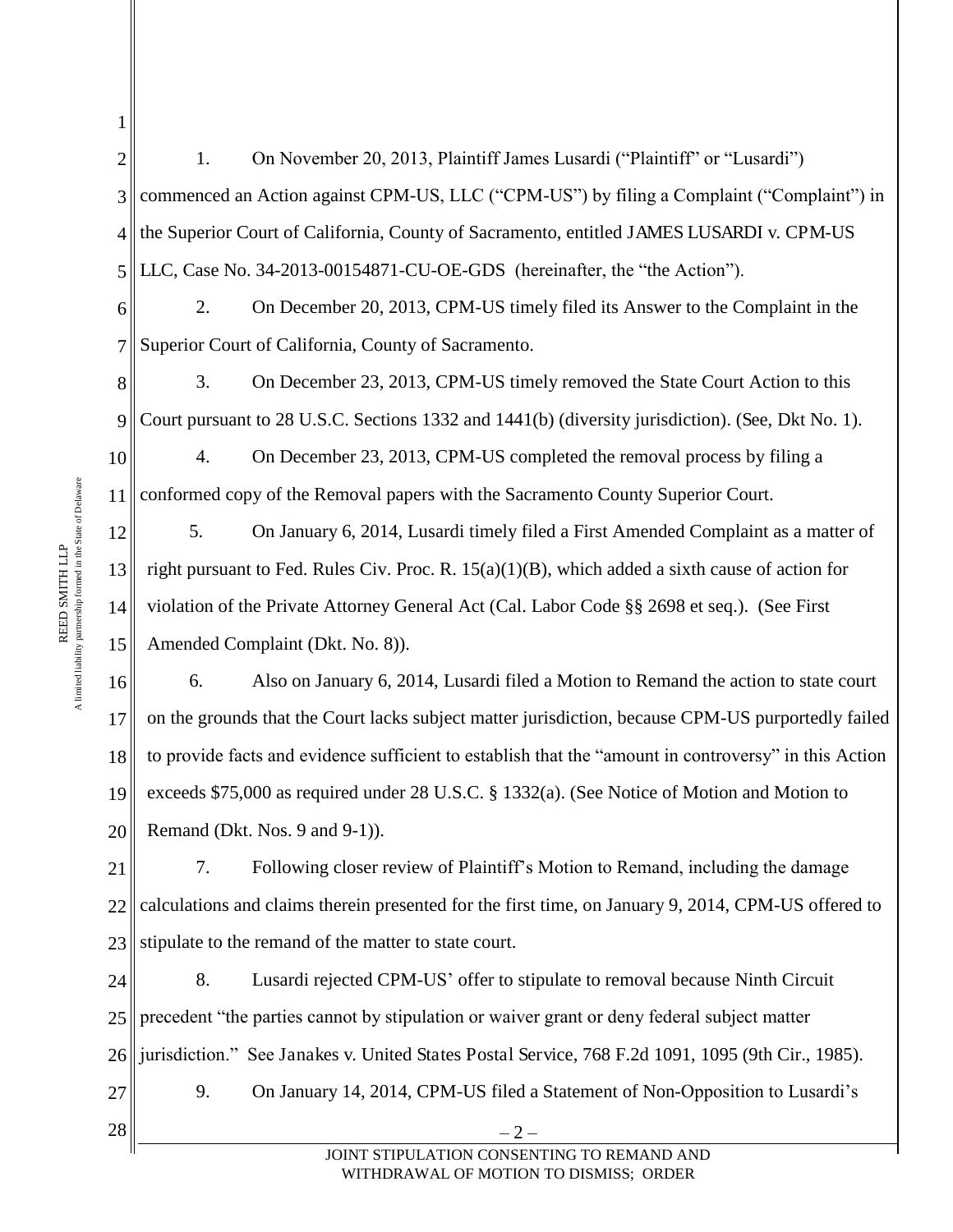1. On November 20, 2013, Plaintiff James Lusardi ("Plaintiff" or "Lusardi") commenced an Action against CPM-US, LLC ("CPM-US") by filing a Complaint ("Complaint") in the Superior Court of California, County of Sacramento, entitled JAMES LUSARDI v. CPM-US LLC, Case No. 34-2013-00154871-CU-OE-GDS (hereinafter, the "the Action").

2. On December 20, 2013, CPM-US timely filed its Answer to the Complaint in the Superior Court of California, County of Sacramento.

3. On December 23, 2013, CPM-US timely removed the State Court Action to this Court pursuant to 28 U.S.C. Sections 1332 and 1441(b) (diversity jurisdiction). (See, Dkt No. 1).

4. On December 23, 2013, CPM-US completed the removal process by filing a conformed copy of the Removal papers with the Sacramento County Superior Court.

5. On January 6, 2014, Lusardi timely filed a First Amended Complaint as a matter of right pursuant to Fed. Rules Civ. Proc. R. 15(a)(1)(B), which added a sixth cause of action for violation of the Private Attorney General Act (Cal. Labor Code §§ 2698 et seq.). (See First Amended Complaint (Dkt. No. 8)).

6. Also on January 6, 2014, Lusardi filed a Motion to Remand the action to state court on the grounds that the Court lacks subject matter jurisdiction, because CPM-US purportedly failed to provide facts and evidence sufficient to establish that the "amount in controversy" in this Action exceeds $75,000 as required under 28 U.S.C. § 1332(a). (See Notice of Motion and Motion to Remand (Dkt. Nos. 9 and 9-1)).

7. Following closer review of Plaintiff's Motion to Remand, including the damage calculations and claims therein presented for the first time, on January 9, 2014, CPM-US offered to stipulate to the remand of the matter to state court.

8. Lusardi rejected CPM-US' offer to stipulate to removal because Ninth Circuit precedent "the parties cannot by stipulation or waiver grant or deny federal subject matter jurisdiction." See Janakes v. United States Postal Service, 768 F.2d 1091, 1095 (9th Cir., 1985).

9. On January 14, 2014, CPM-US filed a Statement of Non-Opposition to Lusardi's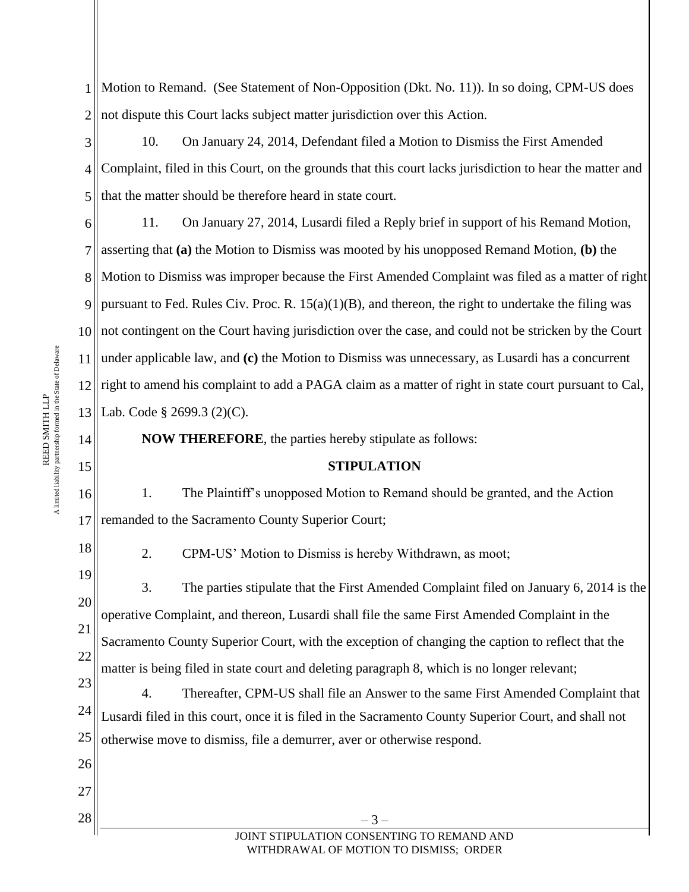Motion to Remand. (See Statement of Non-Opposition (Dkt. No. 11)). In so doing, CPM-US does not dispute this Court lacks subject matter jurisdiction over this Action.

10. On January 24, 2014, Defendant filed a Motion to Dismiss the First Amended Complaint, filed in this Court, on the grounds that this court lacks jurisdiction to hear the matter and that the matter should be therefore heard in state court.

11. On January 27, 2014, Lusardi filed a Reply brief in support of his Remand Motion, asserting that **(a)** the Motion to Dismiss was mooted by his unopposed Remand Motion, **(b)** the Motion to Dismiss was improper because the First Amended Complaint was filed as a matter of right pursuant to Fed. Rules Civ. Proc. R. 15(a)(1)(B), and thereon, the right to undertake the filing was not contingent on the Court having jurisdiction over the case, and could not be stricken by the Court under applicable law, and **(c)** the Motion to Dismiss was unnecessary, as Lusardi has a concurrent right to amend his complaint to add a PAGA claim as a matter of right in state court pursuant to Cal, Lab. Code § 2699.3 (2)(C).

**NOW THEREFORE**, the parties hereby stipulate as follows:

**STIPULATION**

1. The Plaintiff's unopposed Motion to Remand should be granted, and the Action remanded to the Sacramento County Superior Court;

2. CPM-US' Motion to Dismiss is hereby Withdrawn, as moot;

3. The parties stipulate that the First Amended Complaint filed on January 6, 2014 is the operative Complaint, and thereon, Lusardi shall file the same First Amended Complaint in the Sacramento County Superior Court, with the exception of changing the caption to reflect that the matter is being filed in state court and deleting paragraph 8, which is no longer relevant;

4. Thereafter, CPM-US shall file an Answer to the same First Amended Complaint that Lusardi filed in this court, once it is filed in the Sacramento County Superior Court, and shall not otherwise move to dismiss, file a demurrer, aver or otherwise respond.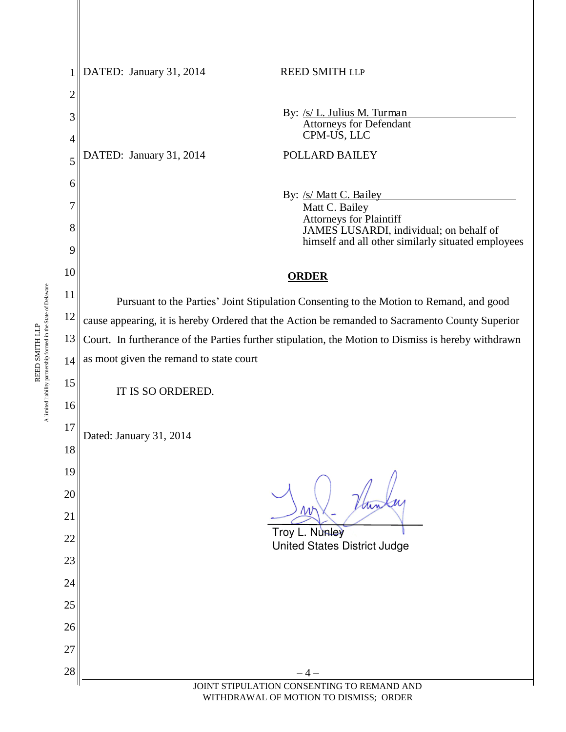DATED: January 31, 2014 REED SMITH LLP

By: /s/ L. Julius M. Turman
Attorneys for Defendant
CPM-US, LLC

DATED: January 31, 2014 POLLARD BAILEY

By: /s/ Matt C. Bailey
Matt C. Bailey
Attorneys for Plaintiff
JAMES LUSARDI, individual; on behalf of himself and all other similarly situated employees

**ORDER**

Pursuant to the Parties' Joint Stipulation Consenting to the Motion to Remand, and good cause appearing, it is hereby Ordered that the Action be remanded to Sacramento County Superior Court. In furtherance of the Parties further stipulation, the Motion to Dismiss is hereby withdrawn as moot given the remand to state court

IT IS SO ORDERED.

Dated: January 31, 2014

Troy L. Nunley
United States District Judge